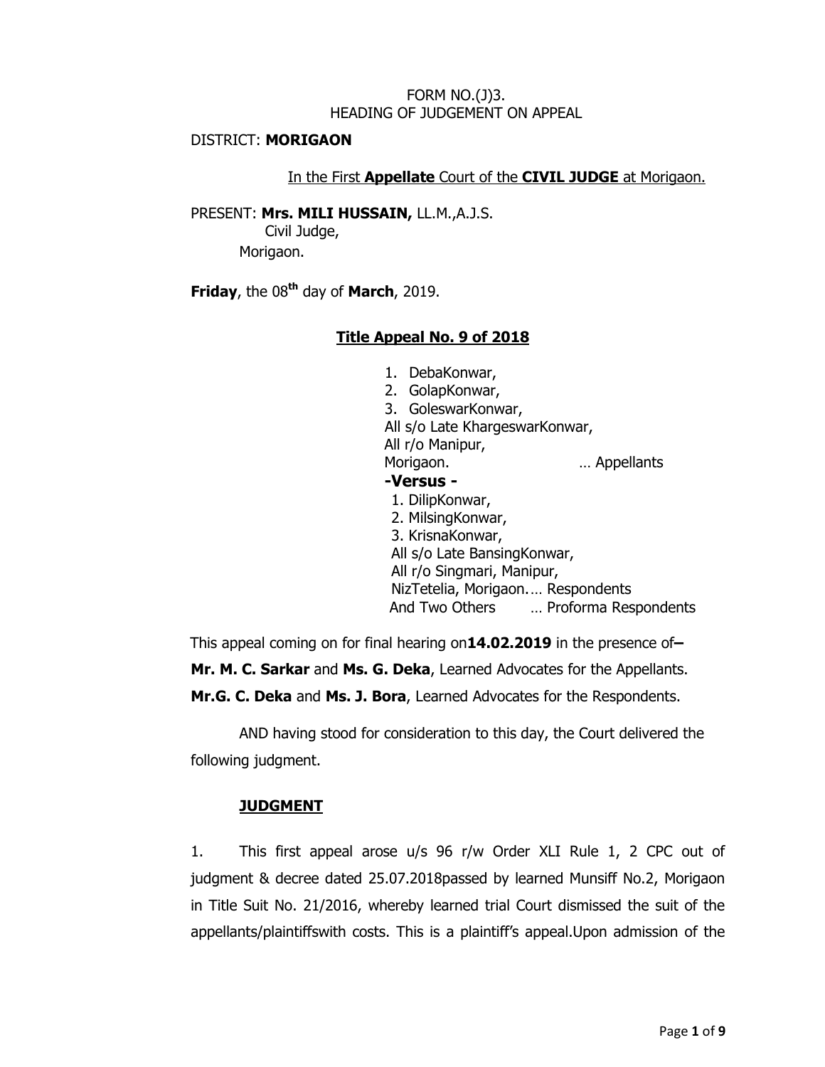FORM NO.(J)3.
HEADING OF JUDGEMENT ON APPEAL

DISTRICT: **MORIGAON**

In the First **Appellate** Court of the **CIVIL JUDGE** at Morigaon.

PRESENT: **Mrs. MILI HUSSAIN,** LL.M.,A.J.S.
Civil Judge,
Morigaon.

**Friday**, the 08th day of **March**, 2019.

## Title Appeal No. 9 of 2018

1. DebaKonwar,
2. GolapKonwar,
3. GoleswarKonwar,

All s/o Late KhargeswarKonwar,
All r/o Manipur,
Morigaon. … Appellants

**-Versus -**

1. DilipKonwar,
2. MilsingKonwar,
3. KrisnaKonwar,

All s/o Late BansingKonwar,
All r/o Singmari, Manipur,
NizTetelia, Morigaon.… Respondents
And Two Others … Proforma Respondents

This appeal coming on for final hearing on**14.02.2019** in the presence of**–**
**Mr. M. C. Sarkar** and **Ms. G. Deka**, Learned Advocates for the Appellants.
**Mr.G. C. Deka** and **Ms. J. Bora**, Learned Advocates for the Respondents.

AND having stood for consideration to this day, the Court delivered the following judgment.

## JUDGMENT

1. This first appeal arose u/s 96 r/w Order XLI Rule 1, 2 CPC out of judgment & decree dated 25.07.2018passed by learned Munsiff No.2, Morigaon in Title Suit No. 21/2016, whereby learned trial Court dismissed the suit of the appellants/plaintiffswith costs. This is a plaintiff's appeal.Upon admission of the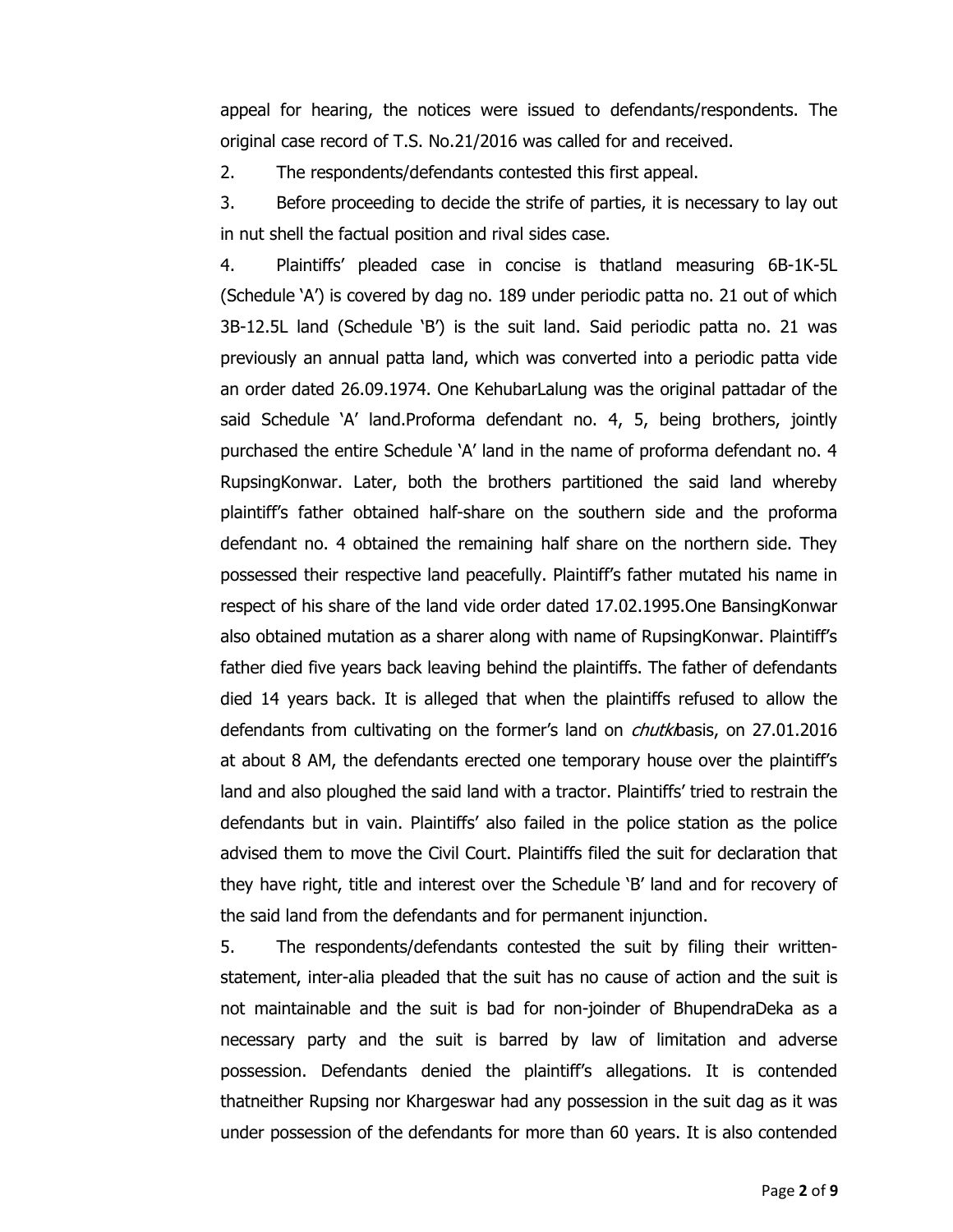appeal for hearing, the notices were issued to defendants/respondents. The original case record of T.S. No.21/2016 was called for and received.

2. The respondents/defendants contested this first appeal.

3. Before proceeding to decide the strife of parties, it is necessary to lay out in nut shell the factual position and rival sides case.

4. Plaintiffs' pleaded case in concise is thatland measuring 6B-1K-5L (Schedule 'A') is covered by dag no. 189 under periodic patta no. 21 out of which 3B-12.5L land (Schedule 'B') is the suit land. Said periodic patta no. 21 was previously an annual patta land, which was converted into a periodic patta vide an order dated 26.09.1974. One KehubarLalung was the original pattadar of the said Schedule 'A' land.Proforma defendant no. 4, 5, being brothers, jointly purchased the entire Schedule 'A' land in the name of proforma defendant no. 4 RupsingKonwar. Later, both the brothers partitioned the said land whereby plaintiff's father obtained half-share on the southern side and the proforma defendant no. 4 obtained the remaining half share on the northern side. They possessed their respective land peacefully. Plaintiff's father mutated his name in respect of his share of the land vide order dated 17.02.1995.One BansingKonwar also obtained mutation as a sharer along with name of RupsingKonwar. Plaintiff's father died five years back leaving behind the plaintiffs. The father of defendants died 14 years back. It is alleged that when the plaintiffs refused to allow the defendants from cultivating on the former's land on *chutki*basis, on 27.01.2016 at about 8 AM, the defendants erected one temporary house over the plaintiff's land and also ploughed the said land with a tractor. Plaintiffs' tried to restrain the defendants but in vain. Plaintiffs' also failed in the police station as the police advised them to move the Civil Court. Plaintiffs filed the suit for declaration that they have right, title and interest over the Schedule 'B' land and for recovery of the said land from the defendants and for permanent injunction.

5. The respondents/defendants contested the suit by filing their written-statement, inter-alia pleaded that the suit has no cause of action and the suit is not maintainable and the suit is bad for non-joinder of BhupendraDeka as a necessary party and the suit is barred by law of limitation and adverse possession. Defendants denied the plaintiff's allegations. It is contended thatneither Rupsing nor Khargeswar had any possession in the suit dag as it was under possession of the defendants for more than 60 years. It is also contended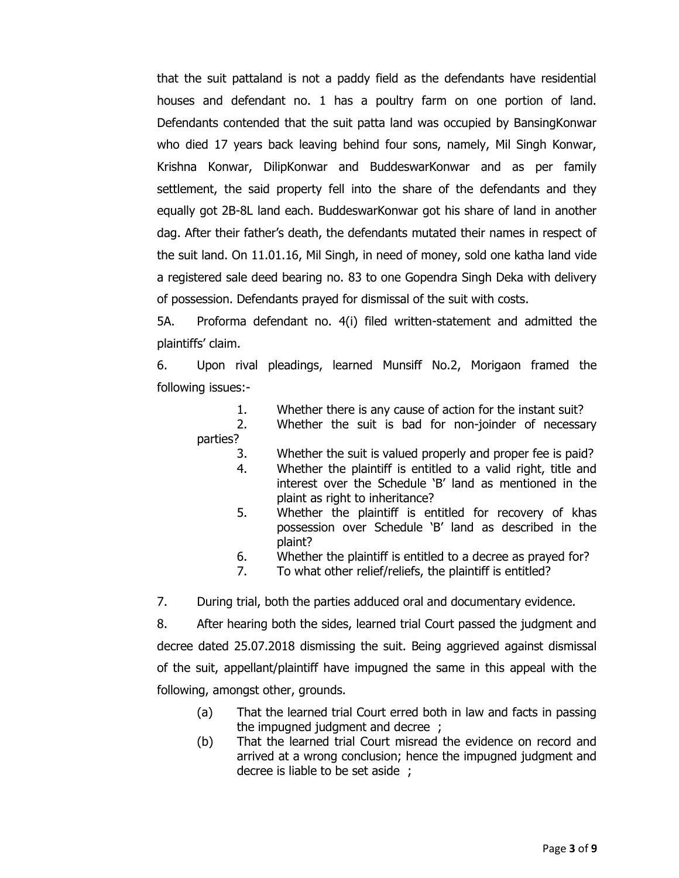that the suit pattaland is not a paddy field as the defendants have residential houses and defendant no. 1 has a poultry farm on one portion of land. Defendants contended that the suit patta land was occupied by BansingKonwar who died 17 years back leaving behind four sons, namely, Mil Singh Konwar, Krishna Konwar, DilipKonwar and BuddeswarKonwar and as per family settlement, the said property fell into the share of the defendants and they equally got 2B-8L land each. BuddeswarKonwar got his share of land in another dag. After their father's death, the defendants mutated their names in respect of the suit land. On 11.01.16, Mil Singh, in need of money, sold one katha land vide a registered sale deed bearing no. 83 to one Gopendra Singh Deka with delivery of possession. Defendants prayed for dismissal of the suit with costs.

5A. Proforma defendant no. 4(i) filed written-statement and admitted the plaintiffs' claim.

6. Upon rival pleadings, learned Munsiff No.2, Morigaon framed the following issues:-

1. Whether there is any cause of action for the instant suit?
2. Whether the suit is bad for non-joinder of necessary parties?
3. Whether the suit is valued properly and proper fee is paid?
4. Whether the plaintiff is entitled to a valid right, title and interest over the Schedule 'B' land as mentioned in the plaint as right to inheritance?
5. Whether the plaintiff is entitled for recovery of khas possession over Schedule 'B' land as described in the plaint?
6. Whether the plaintiff is entitled to a decree as prayed for?
7. To what other relief/reliefs, the plaintiff is entitled?

7. During trial, both the parties adduced oral and documentary evidence.

8. After hearing both the sides, learned trial Court passed the judgment and decree dated 25.07.2018 dismissing the suit. Being aggrieved against dismissal of the suit, appellant/plaintiff have impugned the same in this appeal with the following, amongst other, grounds.

(a) That the learned trial Court erred both in law and facts in passing the impugned judgment and decree ;

(b) That the learned trial Court misread the evidence on record and arrived at a wrong conclusion; hence the impugned judgment and decree is liable to be set aside ;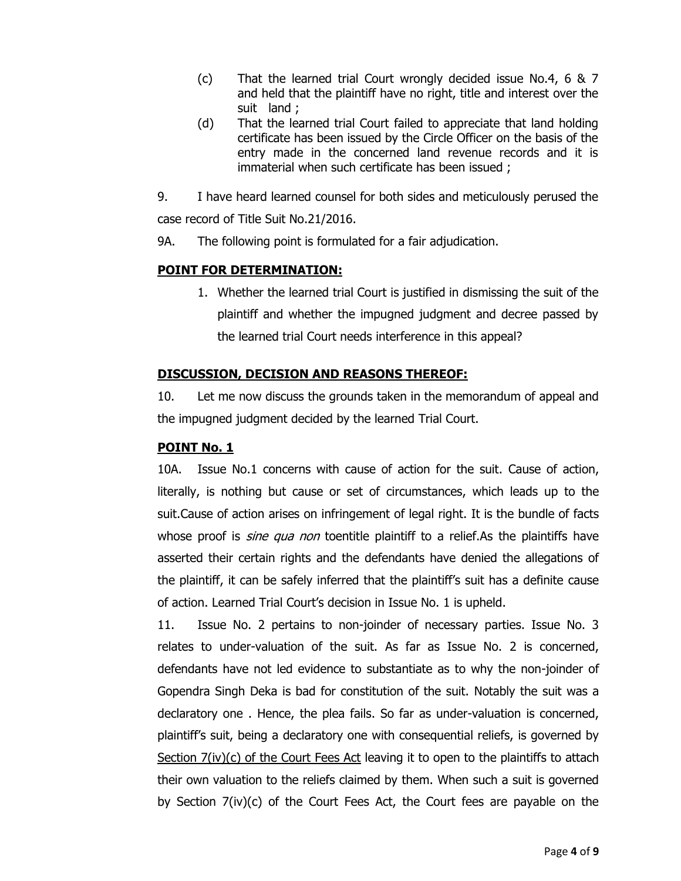(c) That the learned trial Court wrongly decided issue No.4, 6 & 7 and held that the plaintiff have no right, title and interest over the suit land ;

(d) That the learned trial Court failed to appreciate that land holding certificate has been issued by the Circle Officer on the basis of the entry made in the concerned land revenue records and it is immaterial when such certificate has been issued ;

9. I have heard learned counsel for both sides and meticulously perused the case record of Title Suit No.21/2016.

9A. The following point is formulated for a fair adjudication.

**POINT FOR DETERMINATION:**

1. Whether the learned trial Court is justified in dismissing the suit of the plaintiff and whether the impugned judgment and decree passed by the learned trial Court needs interference in this appeal?

**DISCUSSION, DECISION AND REASONS THEREOF:**

10. Let me now discuss the grounds taken in the memorandum of appeal and the impugned judgment decided by the learned Trial Court.

**POINT No. 1**

10A. Issue No.1 concerns with cause of action for the suit. Cause of action, literally, is nothing but cause or set of circumstances, which leads up to the suit.Cause of action arises on infringement of legal right. It is the bundle of facts whose proof is *sine qua non* toentitle plaintiff to a relief.As the plaintiffs have asserted their certain rights and the defendants have denied the allegations of the plaintiff, it can be safely inferred that the plaintiff's suit has a definite cause of action. Learned Trial Court's decision in Issue No. 1 is upheld.

11. Issue No. 2 pertains to non-joinder of necessary parties. Issue No. 3 relates to under-valuation of the suit. As far as Issue No. 2 is concerned, defendants have not led evidence to substantiate as to why the non-joinder of Gopendra Singh Deka is bad for constitution of the suit. Notably the suit was a declaratory one . Hence, the plea fails. So far as under-valuation is concerned, plaintiff's suit, being a declaratory one with consequential reliefs, is governed by Section 7(iv)(c) of the Court Fees Act leaving it to open to the plaintiffs to attach their own valuation to the reliefs claimed by them. When such a suit is governed by Section 7(iv)(c) of the Court Fees Act, the Court fees are payable on the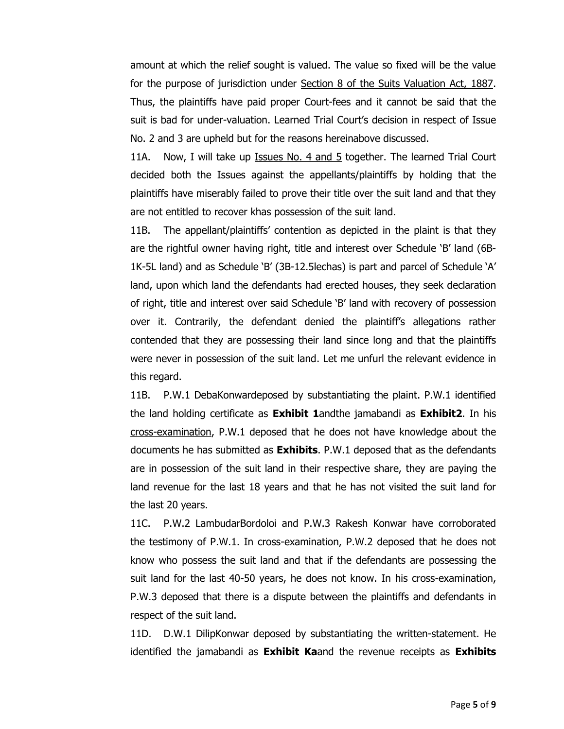amount at which the relief sought is valued. The value so fixed will be the value for the purpose of jurisdiction under Section 8 of the Suits Valuation Act, 1887. Thus, the plaintiffs have paid proper Court-fees and it cannot be said that the suit is bad for under-valuation. Learned Trial Court's decision in respect of Issue No. 2 and 3 are upheld but for the reasons hereinabove discussed.

11A. Now, I will take up Issues No. 4 and 5 together. The learned Trial Court decided both the Issues against the appellants/plaintiffs by holding that the plaintiffs have miserably failed to prove their title over the suit land and that they are not entitled to recover khas possession of the suit land.

11B. The appellant/plaintiffs' contention as depicted in the plaint is that they are the rightful owner having right, title and interest over Schedule 'B' land (6B-1K-5L land) and as Schedule 'B' (3B-12.5lechas) is part and parcel of Schedule 'A' land, upon which land the defendants had erected houses, they seek declaration of right, title and interest over said Schedule 'B' land with recovery of possession over it. Contrarily, the defendant denied the plaintiff's allegations rather contended that they are possessing their land since long and that the plaintiffs were never in possession of the suit land. Let me unfurl the relevant evidence in this regard.

11B. P.W.1 DebaKonwardeposed by substantiating the plaint. P.W.1 identified the land holding certificate as **Exhibit 1**andthe jamabandi as **Exhibit2**. In his cross-examination, P.W.1 deposed that he does not have knowledge about the documents he has submitted as **Exhibits**. P.W.1 deposed that as the defendants are in possession of the suit land in their respective share, they are paying the land revenue for the last 18 years and that he has not visited the suit land for the last 20 years.

11C. P.W.2 LambudarBordoloi and P.W.3 Rakesh Konwar have corroborated the testimony of P.W.1. In cross-examination, P.W.2 deposed that he does not know who possess the suit land and that if the defendants are possessing the suit land for the last 40-50 years, he does not know. In his cross-examination, P.W.3 deposed that there is a dispute between the plaintiffs and defendants in respect of the suit land.

11D. D.W.1 DilipKonwar deposed by substantiating the written-statement. He identified the jamabandi as **Exhibit Ka**and the revenue receipts as **Exhibits**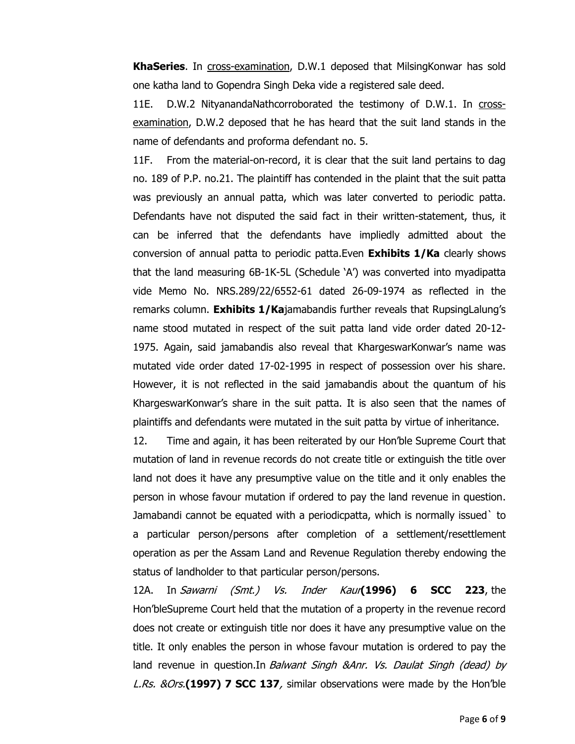**KhaSeries**. In cross-examination, D.W.1 deposed that MilsingKonwar has sold one katha land to Gopendra Singh Deka vide a registered sale deed.

11E. D.W.2 NityanandaNathcorroborated the testimony of D.W.1. In cross-examination, D.W.2 deposed that he has heard that the suit land stands in the name of defendants and proforma defendant no. 5.

11F. From the material-on-record, it is clear that the suit land pertains to dag no. 189 of P.P. no.21. The plaintiff has contended in the plaint that the suit patta was previously an annual patta, which was later converted to periodic patta. Defendants have not disputed the said fact in their written-statement, thus, it can be inferred that the defendants have impliedly admitted about the conversion of annual patta to periodic patta.Even **Exhibits 1/Ka** clearly shows that the land measuring 6B-1K-5L (Schedule 'A') was converted into myadipatta vide Memo No. NRS.289/22/6552-61 dated 26-09-1974 as reflected in the remarks column. **Exhibits 1/Ka**jamabandis further reveals that RupsingLalung's name stood mutated in respect of the suit patta land vide order dated 20-12-1975. Again, said jamabandis also reveal that KhargeswarKonwar's name was mutated vide order dated 17-02-1995 in respect of possession over his share. However, it is not reflected in the said jamabandis about the quantum of his KhargeswarKonwar's share in the suit patta. It is also seen that the names of plaintiffs and defendants were mutated in the suit patta by virtue of inheritance.

12. Time and again, it has been reiterated by our Hon'ble Supreme Court that mutation of land in revenue records do not create title or extinguish the title over land not does it have any presumptive value on the title and it only enables the person in whose favour mutation if ordered to pay the land revenue in question. Jamabandi cannot be equated with a periodicpatta, which is normally issued` to a particular person/persons after completion of a settlement/resettlement operation as per the Assam Land and Revenue Regulation thereby endowing the status of landholder to that particular person/persons.

12A. In *Sawarni (Smt.) Vs. Inder Kaur***(1996) 6 SCC 223**, the Hon'bleSupreme Court held that the mutation of a property in the revenue record does not create or extinguish title nor does it have any presumptive value on the title. It only enables the person in whose favour mutation is ordered to pay the land revenue in question.In *Balwant Singh &Anr. Vs. Daulat Singh (dead) by L.Rs. &Ors.***(1997) 7 SCC 137***,* similar observations were made by the Hon'ble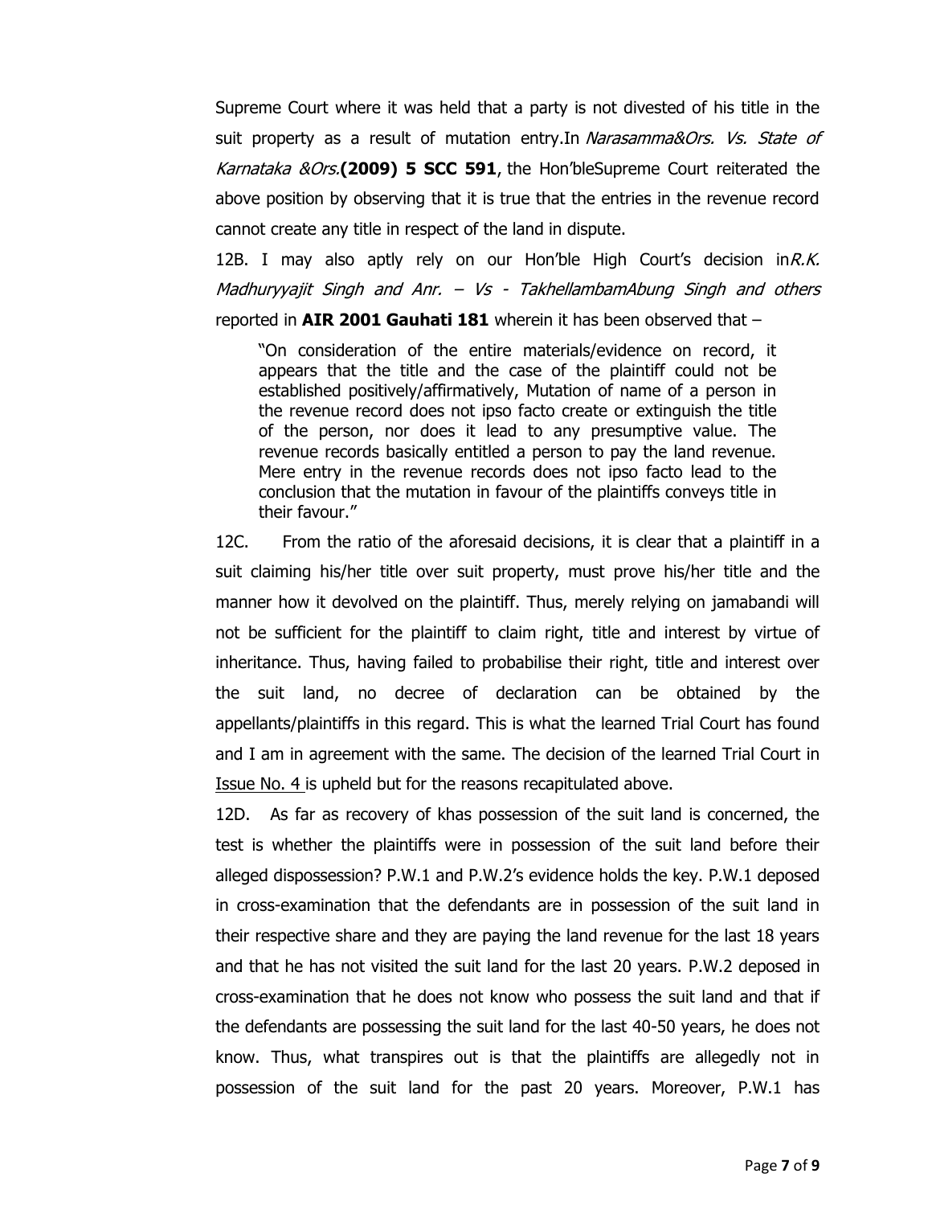Supreme Court where it was held that a party is not divested of his title in the suit property as a result of mutation entry.In *Narasamma&Ors. Vs. State of Karnataka &Ors.***(2009) 5 SCC 591**, the Hon'bleSupreme Court reiterated the above position by observing that it is true that the entries in the revenue record cannot create any title in respect of the land in dispute.

12B. I may also aptly rely on our Hon'ble High Court's decision in*R.K. Madhuryyajit Singh and Anr. – Vs - TakhellambamAbung Singh and others* reported in **AIR 2001 Gauhati 181** wherein it has been observed that –

> "On consideration of the entire materials/evidence on record, it appears that the title and the case of the plaintiff could not be established positively/affirmatively, Mutation of name of a person in the revenue record does not ipso facto create or extinguish the title of the person, nor does it lead to any presumptive value. The revenue records basically entitled a person to pay the land revenue. Mere entry in the revenue records does not ipso facto lead to the conclusion that the mutation in favour of the plaintiffs conveys title in their favour."

12C. From the ratio of the aforesaid decisions, it is clear that a plaintiff in a suit claiming his/her title over suit property, must prove his/her title and the manner how it devolved on the plaintiff. Thus, merely relying on jamabandi will not be sufficient for the plaintiff to claim right, title and interest by virtue of inheritance. Thus, having failed to probabilise their right, title and interest over the suit land, no decree of declaration can be obtained by the appellants/plaintiffs in this regard. This is what the learned Trial Court has found and I am in agreement with the same. The decision of the learned Trial Court in Issue No. 4 is upheld but for the reasons recapitulated above.

12D. As far as recovery of khas possession of the suit land is concerned, the test is whether the plaintiffs were in possession of the suit land before their alleged dispossession? P.W.1 and P.W.2's evidence holds the key. P.W.1 deposed in cross-examination that the defendants are in possession of the suit land in their respective share and they are paying the land revenue for the last 18 years and that he has not visited the suit land for the last 20 years. P.W.2 deposed in cross-examination that he does not know who possess the suit land and that if the defendants are possessing the suit land for the last 40-50 years, he does not know. Thus, what transpires out is that the plaintiffs are allegedly not in possession of the suit land for the past 20 years. Moreover, P.W.1 has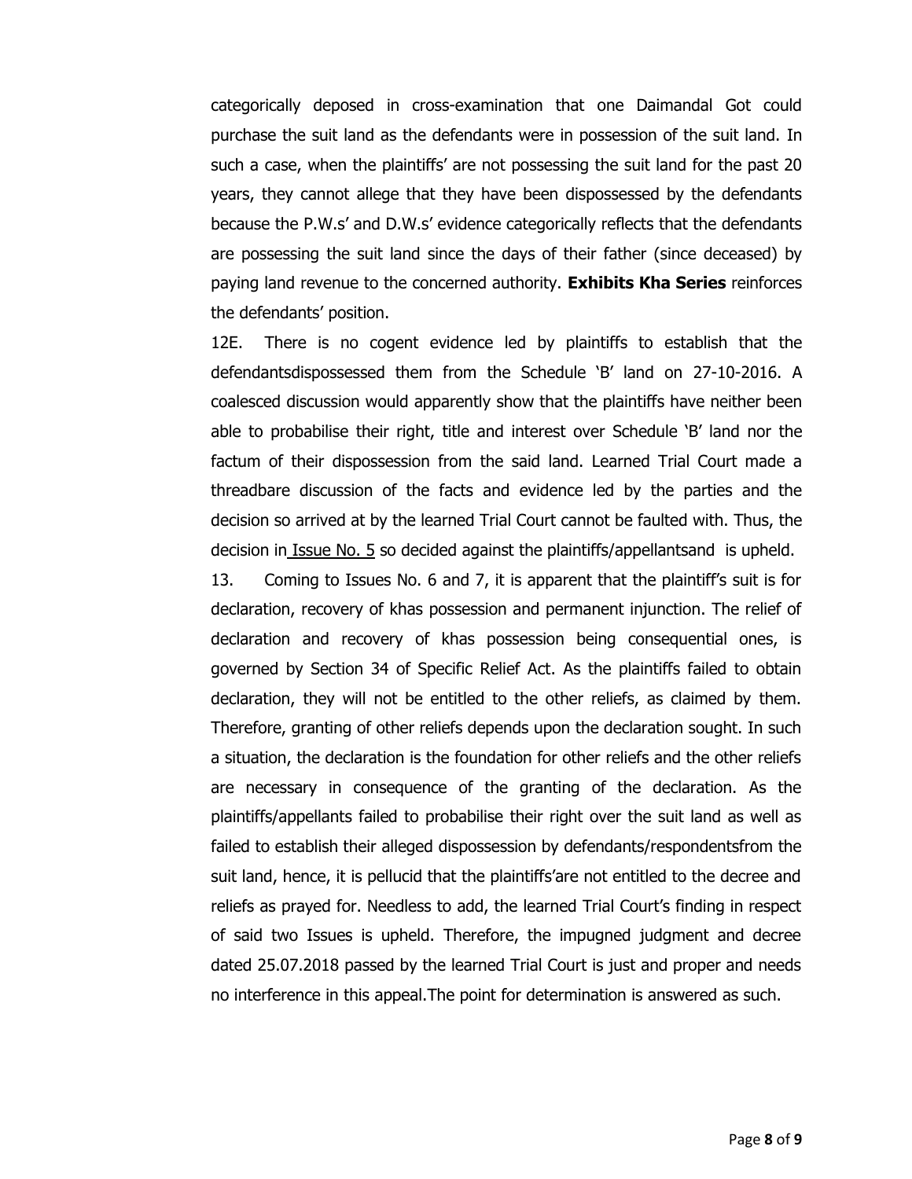categorically deposed in cross-examination that one Daimandal Got could purchase the suit land as the defendants were in possession of the suit land. In such a case, when the plaintiffs' are not possessing the suit land for the past 20 years, they cannot allege that they have been dispossessed by the defendants because the P.W.s' and D.W.s' evidence categorically reflects that the defendants are possessing the suit land since the days of their father (since deceased) by paying land revenue to the concerned authority. **Exhibits Kha Series** reinforces the defendants' position.

12E. There is no cogent evidence led by plaintiffs to establish that the defendantsdispossessed them from the Schedule 'B' land on 27-10-2016. A coalesced discussion would apparently show that the plaintiffs have neither been able to probabilise their right, title and interest over Schedule 'B' land nor the factum of their dispossession from the said land. Learned Trial Court made a threadbare discussion of the facts and evidence led by the parties and the decision so arrived at by the learned Trial Court cannot be faulted with. Thus, the decision in Issue No. 5 so decided against the plaintiffs/appellantsand is upheld.

13. Coming to Issues No. 6 and 7, it is apparent that the plaintiff's suit is for declaration, recovery of khas possession and permanent injunction. The relief of declaration and recovery of khas possession being consequential ones, is governed by Section 34 of Specific Relief Act. As the plaintiffs failed to obtain declaration, they will not be entitled to the other reliefs, as claimed by them. Therefore, granting of other reliefs depends upon the declaration sought. In such a situation, the declaration is the foundation for other reliefs and the other reliefs are necessary in consequence of the granting of the declaration. As the plaintiffs/appellants failed to probabilise their right over the suit land as well as failed to establish their alleged dispossession by defendants/respondentsfrom the suit land, hence, it is pellucid that the plaintiffs'are not entitled to the decree and reliefs as prayed for. Needless to add, the learned Trial Court's finding in respect of said two Issues is upheld. Therefore, the impugned judgment and decree dated 25.07.2018 passed by the learned Trial Court is just and proper and needs no interference in this appeal.The point for determination is answered as such.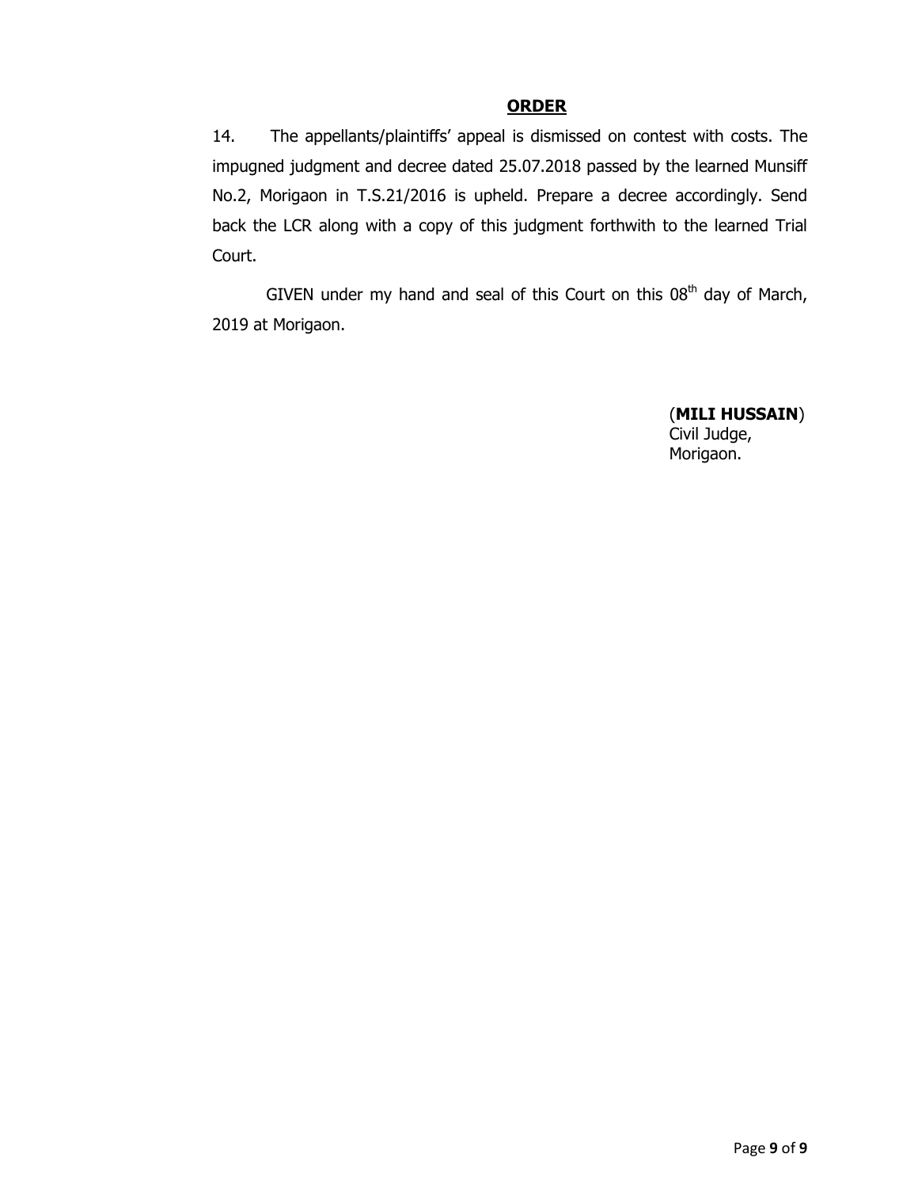## **ORDER**

14. The appellants/plaintiffs' appeal is dismissed on contest with costs. The impugned judgment and decree dated 25.07.2018 passed by the learned Munsiff No.2, Morigaon in T.S.21/2016 is upheld. Prepare a decree accordingly. Send back the LCR along with a copy of this judgment forthwith to the learned Trial Court.

GIVEN under my hand and seal of this Court on this 08th day of March, 2019 at Morigaon.

(**MILI HUSSAIN**)
Civil Judge,
Morigaon.